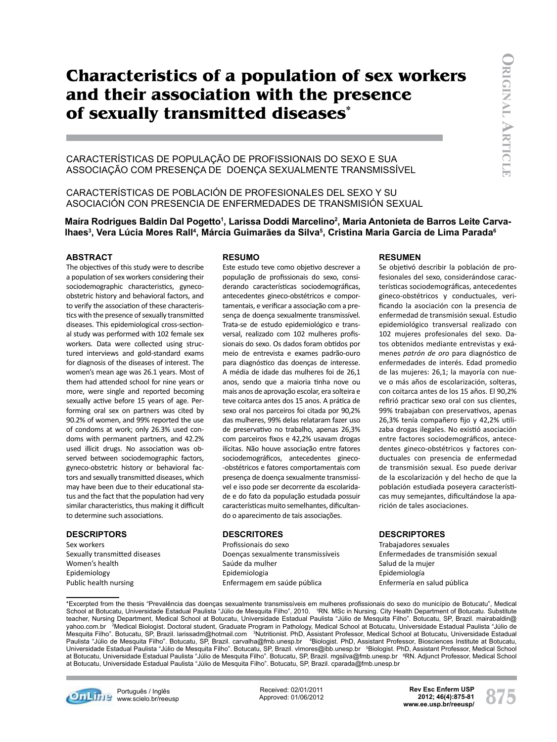# Characteristics of a population of sex workers and their association with the presence of sexually transmitted diseases*

CARACTERÍSTICAS DE POPULAÇÃO DE PROFISSIONAIS DO SEXO E SUA ASSOCIAÇÃO COM PRESENÇA DE DOENÇA SEXUALMENTE TRANSMISSÍVEL

CARACTERÍSTICAS DE POBLACIÓN DE PROFESIONALES DEL SEXO Y SU ASOCIACIÓN CON PRESENCIA DE ENFERMEDADES DE TRANSMISIÓN SEXUAL

**Maíra Rodrigues Baldin Dal Pogetto[1], Larissa Doddi Marcelino[2], Maria Antonieta de Barros Leite Carvalhaes[3], Vera Lúcia Mores Rall[4], Márcia Guimarães da Silva[5], Cristina Maria Garcia de Lima Parada[6]**

## ABSTRACT

The objectives of this study were to describe a population of sex workers considering their sociodemographic characteristics, gyneco-obstetric history and behavioral factors, and to verify the association of these characteristics with the presence of sexually transmitted diseases. This epidemiological cross-sectional study was performed with 102 female sex workers. Data were collected using structured interviews and gold-standard exams for diagnosis of the diseases of interest. The women's mean age was 26.1 years. Most of them had attended school for nine years or more, were single and reported becoming sexually active before 15 years of age. Performing oral sex on partners was cited by 90.2% of women, and 99% reported the use of condoms at work; only 26.3% used condoms with permanent partners, and 42.2% used illicit drugs. No association was observed between sociodemographic factors, gyneco-obstetric history or behavioral factors and sexually transmitted diseases, which may have been due to their educational status and the fact that the population had very similar characteristics, thus making it difficult to determine such associations.

## DESCRIPTORS

Sex workers
Sexually transmitted diseases
Women's health
Epidemiology
Public health nursing

## RESUMO

Este estudo teve como objetivo descrever a população de profissionais do sexo, considerando características sociodemográficas, antecedentes gineco-obstétricos e comportamentais, e verificar a associação com a presença de doença sexualmente transmissível. Trata-se de estudo epidemiológico e transversal, realizado com 102 mulheres profissionais do sexo. Os dados foram obtidos por meio de entrevista e exames padrão-ouro para diagnóstico das doenças de interesse. A média de idade das mulheres foi de 26,1 anos, sendo que a maioria tinha nove ou mais anos de aprovação escolar, era solteira e teve coitarca antes dos 15 anos. A prática de sexo oral nos parceiros foi citada por 90,2% das mulheres, 99% delas relataram fazer uso de preservativo no trabalho, apenas 26,3% com parceiros fixos e 42,2% usavam drogas ilícitas. Não houve associação entre fatores sociodemográficos, antecedentes gineco-obstétricos e fatores comportamentais com presença de doença sexualmente transmissível e isso pode ser decorrente da escolaridade e do fato da população estudada possuir características muito semelhantes, dificultando o aparecimento de tais associações.

## DESCRITORES

Profissionais do sexo
Doenças sexualmente transmissíveis
Saúde da mulher
Epidemiologia
Enfermagem em saúde pública

## RESUMEN

Se objetivó describir la población de profesionales del sexo, considerándose características sociodemográficas, antecedentes gineco-obstétricos y conductuales, verificando la asociación con la presencia de enfermedad de transmisión sexual. Estudio epidemiológico transversal realizado con 102 mujeres profesionales del sexo. Datos obtenidos mediante entrevistas y exámenes *patrón de oro* para diagnóstico de enfermedades de interés. Edad promedio de las mujeres: 26,1; la mayoría con nueve o más años de escolarización, solteras, con coitarca antes de los 15 años. El 90,2% refirió practicar sexo oral con sus clientes, 99% trabajaban con preservativos, apenas 26,3% tenía compañero fijo y 42,2% utilizaba drogas ilegales. No existió asociación entre factores sociodemográficos, antecedentes gineco-obstétricos y factores conductuales con presencia de enfermedad de transmisión sexual. Eso puede derivar de la escolarización y del hecho de que la población estudiada poseyera características muy semejantes, dificultándose la aparición de tales asociaciones.

## DESCRIPTORES

Trabajadores sexuales
Enfermedades de transmisión sexual
Salud de la mujer
Epidemiología
Enfermería en salud pública

---

*Excerpted from the thesis "Prevalência das doenças sexualmente transmissíveis em mulheres profissionais do sexo do município de Botucatu", Medical School at Botucatu, Universidade Estadual Paulista "Júlio de Mesquita Filho", 2010. [1]RN. MSc in Nursing. City Health Department of Botucatu. Substitute teacher, Nursing Department, Medical School at Botucatu, Universidade Estadual Paulista "Júlio de Mesquita Filho". Botucatu, SP, Brazil. mairabaldin@yahoo.com.br [2]Medical Biologist. Doctoral student, Graduate Program in Pathology, Medical School at Botucatu, Universidade Estadual Paulista "Júlio de Mesquita Filho". Botucatu, SP, Brazil. larissadm@hotmail.com [3]Nutritionist. PhD, Assistant Professor, Medical School at Botucatu, Universidade Estadual Paulista "Júlio de Mesquita Filho". Botucatu, SP, Brazil. carvalha@fmb.unesp.br [4]Biologist. PhD, Assistant Professor, Biosciences Institute at Botucatu, Universidade Estadual Paulista "Júlio de Mesquita Filho". Botucatu, SP, Brazil. vlmores@ibb.unesp.br [5]Biologist. PhD, Assistant Professor, Medical School at Botucatu, Universidade Estadual Paulista "Júlio de Mesquita Filho". Botucatu, SP, Brazil. mgsilva@fmb.unesp.br [6]RN. Adjunct Professor, Medical School at Botucatu, Universidade Estadual Paulista "Júlio de Mesquita Filho". Botucatu, SP, Brazil. cparada@fmb.unesp.br

Received: 02/01/2011
Approved: 01/06/2012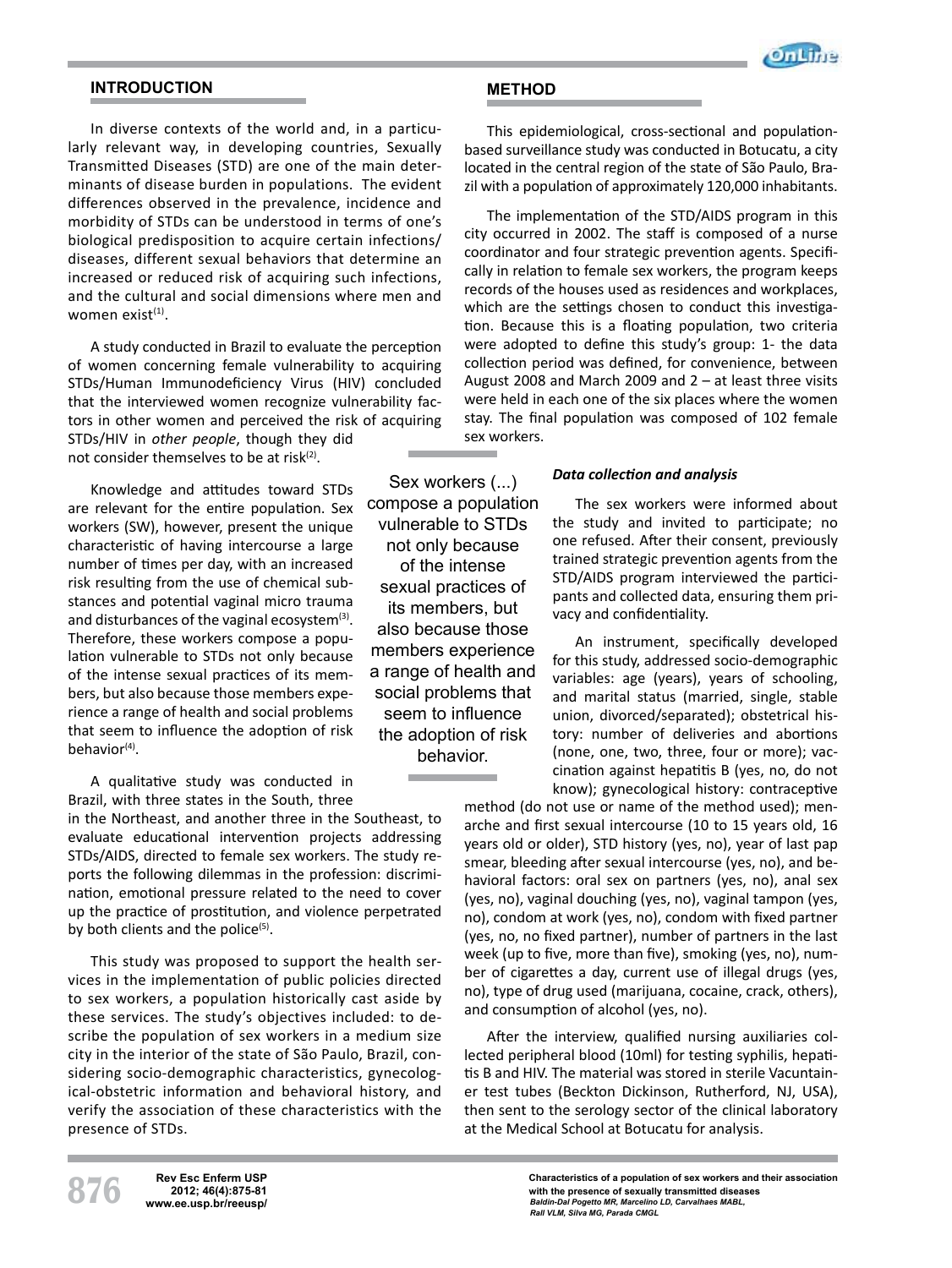## INTRODUCTION

In diverse contexts of the world and, in a particularly relevant way, in developing countries, Sexually Transmitted Diseases (STD) are one of the main determinants of disease burden in populations. The evident differences observed in the prevalence, incidence and morbidity of STDs can be understood in terms of one's biological predisposition to acquire certain infections/diseases, different sexual behaviors that determine an increased or reduced risk of acquiring such infections, and the cultural and social dimensions where men and women exist[1].

A study conducted in Brazil to evaluate the perception of women concerning female vulnerability to acquiring STDs/Human Immunodeficiency Virus (HIV) concluded that the interviewed women recognize vulnerability factors in other women and perceived the risk of acquiring STDs/HIV in *other people*, though they did not consider themselves to be at risk[2].

Knowledge and attitudes toward STDs are relevant for the entire population. Sex workers (SW), however, present the unique characteristic of having intercourse a large number of times per day, with an increased risk resulting from the use of chemical substances and potential vaginal micro trauma and disturbances of the vaginal ecosystem[3]. Therefore, these workers compose a population vulnerable to STDs not only because of the intense sexual practices of its members, but also because those members experience a range of health and social problems that seem to influence the adoption of risk behavior[4].

> Sex workers (...) compose a population vulnerable to STDs not only because of the intense sexual practices of its members, but also because those members experience a range of health and social problems that seem to influence the adoption of risk behavior.

A qualitative study was conducted in Brazil, with three states in the South, three in the Northeast, and another three in the Southeast, to evaluate educational intervention projects addressing STDs/AIDS, directed to female sex workers. The study reports the following dilemmas in the profession: discrimination, emotional pressure related to the need to cover up the practice of prostitution, and violence perpetrated by both clients and the police[5].

This study was proposed to support the health services in the implementation of public policies directed to sex workers, a population historically cast aside by these services. The study's objectives included: to describe the population of sex workers in a medium size city in the interior of the state of São Paulo, Brazil, considering socio-demographic characteristics, gynecological-obstetric information and behavioral history, and verify the association of these characteristics with the presence of STDs.

## METHOD

This epidemiological, cross-sectional and population-based surveillance study was conducted in Botucatu, a city located in the central region of the state of São Paulo, Brazil with a population of approximately 120,000 inhabitants.

The implementation of the STD/AIDS program in this city occurred in 2002. The staff is composed of a nurse coordinator and four strategic prevention agents. Specifically in relation to female sex workers, the program keeps records of the houses used as residences and workplaces, which are the settings chosen to conduct this investigation. Because this is a floating population, two criteria were adopted to define this study's group: 1- the data collection period was defined, for convenience, between August 2008 and March 2009 and 2 – at least three visits were held in each one of the six places where the women stay. The final population was composed of 102 female sex workers.

### *Data collection and analysis*

The sex workers were informed about the study and invited to participate; no one refused. After their consent, previously trained strategic prevention agents from the STD/AIDS program interviewed the participants and collected data, ensuring them privacy and confidentiality.

An instrument, specifically developed for this study, addressed socio-demographic variables: age (years), years of schooling, and marital status (married, single, stable union, divorced/separated); obstetrical history: number of deliveries and abortions (none, one, two, three, four or more); vaccination against hepatitis B (yes, no, do not know); gynecological history: contraceptive method (do not use or name of the method used); menarche and first sexual intercourse (10 to 15 years old, 16 years old or older), STD history (yes, no), year of last pap smear, bleeding after sexual intercourse (yes, no), and behavioral factors: oral sex on partners (yes, no), anal sex (yes, no), vaginal douching (yes, no), vaginal tampon (yes, no), condom at work (yes, no), condom with fixed partner (yes, no, no fixed partner), number of partners in the last week (up to five, more than five), smoking (yes, no), number of cigarettes a day, current use of illegal drugs (yes, no), type of drug used (marijuana, cocaine, crack, others), and consumption of alcohol (yes, no).

After the interview, qualified nursing auxiliaries collected peripheral blood (10ml) for testing syphilis, hepatitis B and HIV. The material was stored in sterile Vacutainer test tubes (Beckton Dickinson, Rutherford, NJ, USA), then sent to the serology sector of the clinical laboratory at the Medical School at Botucatu for analysis.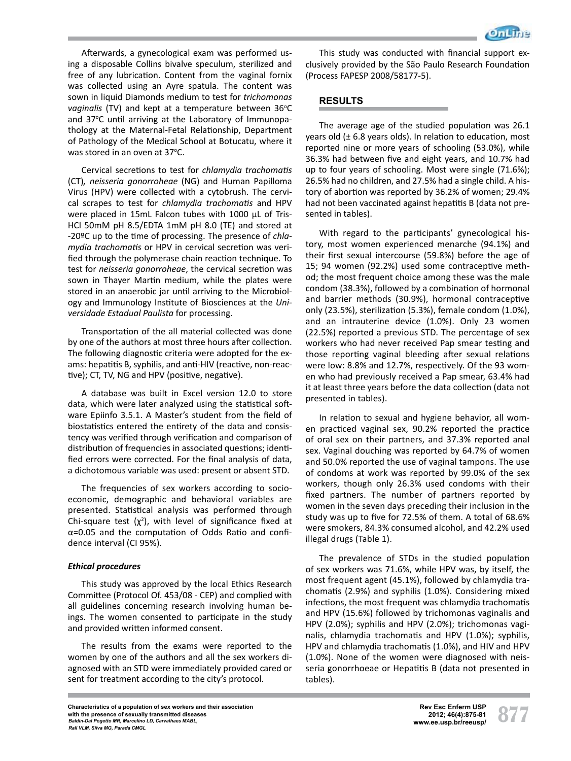Afterwards, a gynecological exam was performed using a disposable Collins bivalve speculum, sterilized and free of any lubrication. Content from the vaginal fornix was collected using an Ayre spatula. The content was sown in liquid Diamonds medium to test for *trichomonas vaginalis* (TV) and kept at a temperature between 36°C and 37°C until arriving at the Laboratory of Immunopathology at the Maternal-Fetal Relationship, Department of Pathology of the Medical School at Botucatu, where it was stored in an oven at 37°C.

Cervical secretions to test for *chlamydia trachomatis* (CT), *neisseria gonorroheae* (NG) and Human Papilloma Virus (HPV) were collected with a cytobrush. The cervical scrapes to test for *chlamydia trachomatis* and HPV were placed in 15mL Falcon tubes with 1000 µL of Tris-HCl 50mM pH 8.5/EDTA 1mM pH 8.0 (TE) and stored at -20ºC up to the time of processing. The presence of *chlamydia trachomatis* or HPV in cervical secretion was verified through the polymerase chain reaction technique. To test for *neisseria gonorroheae*, the cervical secretion was sown in Thayer Martin medium, while the plates were stored in an anaerobic jar until arriving to the Microbiology and Immunology Institute of Biosciences at the *Universidade Estadual Paulista* for processing.

Transportation of the all material collected was done by one of the authors at most three hours after collection. The following diagnostic criteria were adopted for the exams: hepatitis B, syphilis, and anti-HIV (reactive, non-reactive); CT, TV, NG and HPV (positive, negative).

A database was built in Excel version 12.0 to store data, which were later analyzed using the statistical software Epiinfo 3.5.1. A Master's student from the field of biostatistics entered the entirety of the data and consistency was verified through verification and comparison of distribution of frequencies in associated questions; identified errors were corrected. For the final analysis of data, a dichotomous variable was used: present or absent STD.

The frequencies of sex workers according to socioeconomic, demographic and behavioral variables are presented. Statistical analysis was performed through Chi-square test ($\chi^2$), with level of significance fixed at $\alpha$=0.05 and the computation of Odds Ratio and confidence interval (CI 95%).

### *Ethical procedures*

This study was approved by the local Ethics Research Committee (Protocol Of. 453/08 - CEP) and complied with all guidelines concerning research involving human beings. The women consented to participate in the study and provided written informed consent.

The results from the exams were reported to the women by one of the authors and all the sex workers diagnosed with an STD were immediately provided cared or sent for treatment according to the city's protocol.

This study was conducted with financial support exclusively provided by the São Paulo Research Foundation (Process FAPESP 2008/58177-5).

## RESULTS

The average age of the studied population was 26.1 years old (± 6.8 years olds). In relation to education, most reported nine or more years of schooling (53.0%), while 36.3% had between five and eight years, and 10.7% had up to four years of schooling. Most were single (71.6%); 26.5% had no children, and 27.5% had a single child. A history of abortion was reported by 36.2% of women; 29.4% had not been vaccinated against hepatitis B (data not presented in tables).

With regard to the participants' gynecological history, most women experienced menarche (94.1%) and their first sexual intercourse (59.8%) before the age of 15; 94 women (92.2%) used some contraceptive method; the most frequent choice among these was the male condom (38.3%), followed by a combination of hormonal and barrier methods (30.9%), hormonal contraceptive only (23.5%), sterilization (5.3%), female condom (1.0%), and an intrauterine device (1.0%). Only 23 women (22.5%) reported a previous STD. The percentage of sex workers who had never received Pap smear testing and those reporting vaginal bleeding after sexual relations were low: 8.8% and 12.7%, respectively. Of the 93 women who had previously received a Pap smear, 63.4% had it at least three years before the data collection (data not presented in tables).

In relation to sexual and hygiene behavior, all women practiced vaginal sex, 90.2% reported the practice of oral sex on their partners, and 37.3% reported anal sex. Vaginal douching was reported by 64.7% of women and 50.0% reported the use of vaginal tampons. The use of condoms at work was reported by 99.0% of the sex workers, though only 26.3% used condoms with their fixed partners. The number of partners reported by women in the seven days preceding their inclusion in the study was up to five for 72.5% of them. A total of 68.6% were smokers, 84.3% consumed alcohol, and 42.2% used illegal drugs (Table 1).

The prevalence of STDs in the studied population of sex workers was 71.6%, while HPV was, by itself, the most frequent agent (45.1%), followed by chlamydia trachomatis (2.9%) and syphilis (1.0%). Considering mixed infections, the most frequent was chlamydia trachomatis and HPV (15.6%) followed by trichomonas vaginalis and HPV (2.0%); syphilis and HPV (2.0%); trichomonas vaginalis, chlamydia trachomatis and HPV (1.0%); syphilis, HPV and chlamydia trachomatis (1.0%), and HIV and HPV (1.0%). None of the women were diagnosed with neisseria gonorrhoeae or Hepatitis B (data not presented in tables).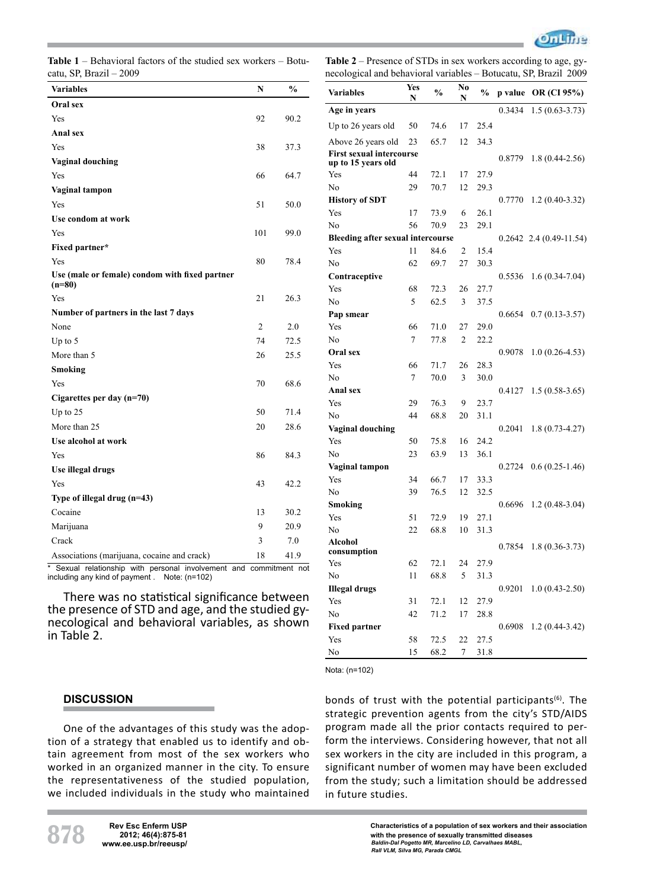**Table 1** – Behavioral factors of the studied sex workers – Botucatu, SP, Brazil – 2009

| Variables | N | % |
|---|---|---|
| **Oral sex** | | |
| Yes | 92 | 90.2 |
| **Anal sex** | | |
| Yes | 38 | 37.3 |
| **Vaginal douching** | | |
| Yes | 66 | 64.7 |
| **Vaginal tampon** | | |
| Yes | 51 | 50.0 |
| **Use condom at work** | | |
| Yes | 101 | 99.0 |
| **Fixed partner*** | | |
| Yes | 80 | 78.4 |
| **Use (male or female) condom with fixed partner (n=80)** | | |
| Yes | 21 | 26.3 |
| **Number of partners in the last 7 days** | | |
| None | 2 | 2.0 |
| Up to 5 | 74 | 72.5 |
| More than 5 | 26 | 25.5 |
| **Smoking** | | |
| Yes | 70 | 68.6 |
| **Cigarettes per day (n=70)** | | |
| Up to 25 | 50 | 71.4 |
| More than 25 | 20 | 28.6 |
| **Use alcohol at work** | | |
| Yes | 86 | 84.3 |
| **Use illegal drugs** | | |
| Yes | 43 | 42.2 |
| **Type of illegal drug (n=43)** | | |
| Cocaine | 13 | 30.2 |
| Marijuana | 9 | 20.9 |
| Crack | 3 | 7.0 |
| Associations (marijuana, cocaine and crack) | 18 | 41.9 |

\* Sexual relationship with personal involvement and commitment not including any kind of payment . Note: (n=102)

There was no statistical significance between the presence of STD and age, and the studied gynecological and behavioral variables, as shown in Table 2.

**Table 2** – Presence of STDs in sex workers according to age, gynecological and behavioral variables – Botucatu, SP, Brazil 2009

| Variables | Yes N | % | No N | % | p value | OR (CI 95%) |
|---|---|---|---|---|---|---|
| **Age in years** | | | | | 0.3434 | 1.5 (0.63-3.73) |
| Up to 26 years old | 50 | 74.6 | 17 | 25.4 | | |
| Above 26 years old | 23 | 65.7 | 12 | 34.3 | | |
| **First sexual intercourse up to 15 years old** | | | | | 0.8779 | 1.8 (0.44-2.56) |
| Yes | 44 | 72.1 | 17 | 27.9 | | |
| No | 29 | 70.7 | 12 | 29.3 | | |
| **History of SDT** | | | | | 0.7770 | 1.2 (0.40-3.32) |
| Yes | 17 | 73.9 | 6 | 26.1 | | |
| No | 56 | 70.9 | 23 | 29.1 | | |
| **Bleeding after sexual intercourse** | | | | | 0.2642 | 2.4 (0.49-11.54) |
| Yes | 11 | 84.6 | 2 | 15.4 | | |
| No | 62 | 69.7 | 27 | 30.3 | | |
| **Contraceptive** | | | | | 0.5536 | 1.6 (0.34-7.04) |
| Yes | 68 | 72.3 | 26 | 27.7 | | |
| No | 5 | 62.5 | 3 | 37.5 | | |
| **Pap smear** | | | | | 0.6654 | 0.7 (0.13-3.57) |
| Yes | 66 | 71.0 | 27 | 29.0 | | |
| No | 7 | 77.8 | 2 | 22.2 | | |
| **Oral sex** | | | | | 0.9078 | 1.0 (0.26-4.53) |
| Yes | 66 | 71.7 | 26 | 28.3 | | |
| No | 7 | 70.0 | 3 | 30.0 | | |
| **Anal sex** | | | | | 0.4127 | 1.5 (0.58-3.65) |
| Yes | 29 | 76.3 | 9 | 23.7 | | |
| No | 44 | 68.8 | 20 | 31.1 | | |
| **Vaginal douching** | | | | | 0.2041 | 1.8 (0.73-4.27) |
| Yes | 50 | 75.8 | 16 | 24.2 | | |
| No | 23 | 63.9 | 13 | 36.1 | | |
| **Vaginal tampon** | | | | | 0.2724 | 0.6 (0.25-1.46) |
| Yes | 34 | 66.7 | 17 | 33.3 | | |
| No | 39 | 76.5 | 12 | 32.5 | | |
| **Smoking** | | | | | 0.6696 | 1.2 (0.48-3.04) |
| Yes | 51 | 72.9 | 19 | 27.1 | | |
| No | 22 | 68.8 | 10 | 31.3 | | |
| **Alcohol consumption** | | | | | 0.7854 | 1.8 (0.36-3.73) |
| Yes | 62 | 72.1 | 24 | 27.9 | | |
| No | 11 | 68.8 | 5 | 31.3 | | |
| **Illegal drugs** | | | | | 0.9201 | 1.0 (0.43-2.50) |
| Yes | 31 | 72.1 | 12 | 27.9 | | |
| No | 42 | 71.2 | 17 | 28.8 | | |
| **Fixed partner** | | | | | 0.6908 | 1.2 (0.44-3.42) |
| Yes | 58 | 72.5 | 22 | 27.5 | | |
| No | 15 | 68.2 | 7 | 31.8 | | |

Nota: (n=102)

## DISCUSSION

One of the advantages of this study was the adoption of a strategy that enabled us to identify and obtain agreement from most of the sex workers who worked in an organized manner in the city. To ensure the representativeness of the studied population, we included individuals in the study who maintained bonds of trust with the potential participants[6]. The strategic prevention agents from the city's STD/AIDS program made all the prior contacts required to perform the interviews. Considering however, that not all sex workers in the city are included in this program, a significant number of women may have been excluded from the study; such a limitation should be addressed in future studies.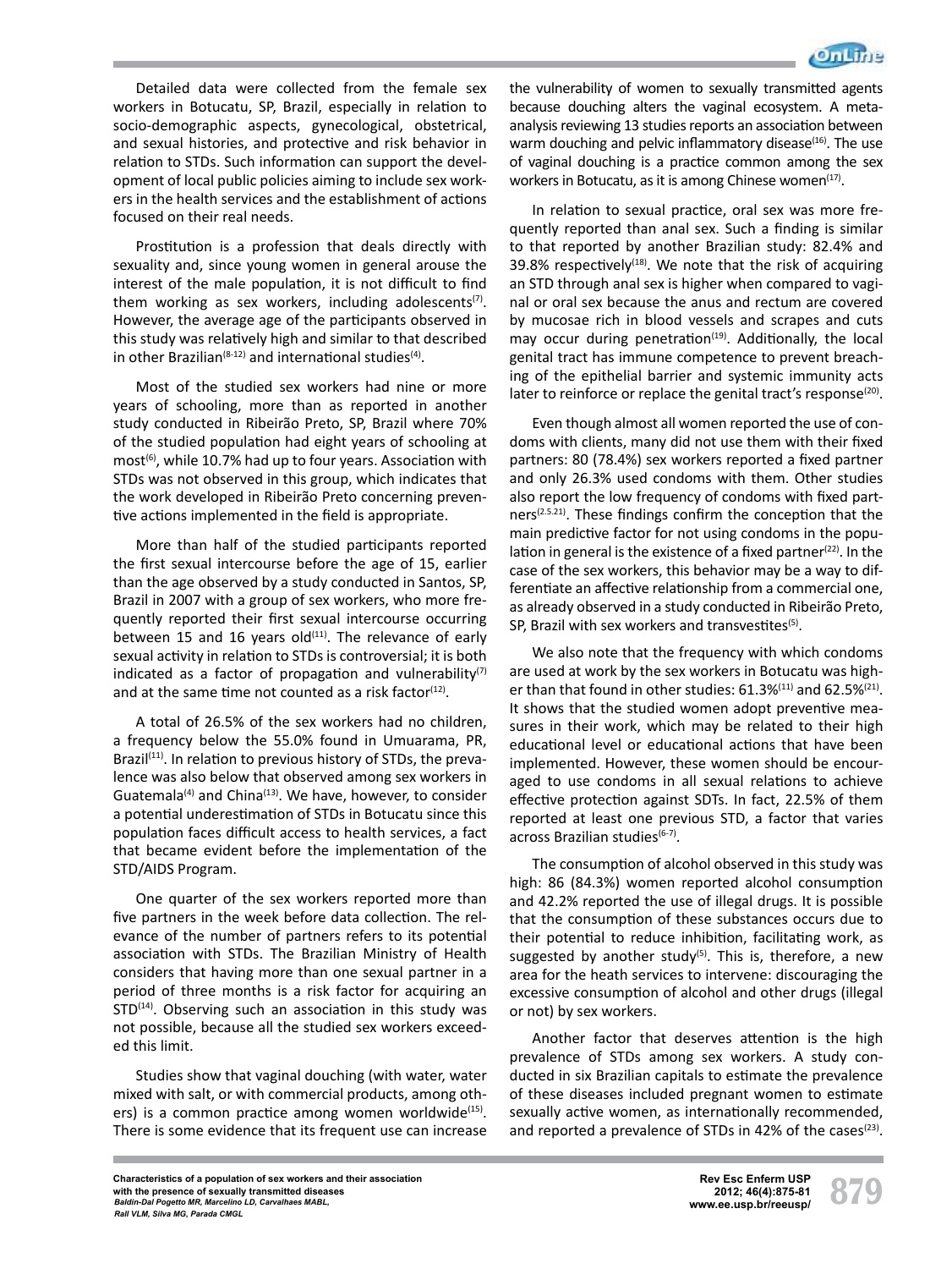Detailed data were collected from the female sex workers in Botucatu, SP, Brazil, especially in relation to socio-demographic aspects, gynecological, obstetrical, and sexual histories, and protective and risk behavior in relation to STDs. Such information can support the development of local public policies aiming to include sex workers in the health services and the establishment of actions focused on their real needs.

Prostitution is a profession that deals directly with sexuality and, since young women in general arouse the interest of the male population, it is not difficult to find them working as sex workers, including adolescents[7]. However, the average age of the participants observed in this study was relatively high and similar to that described in other Brazilian[8-12] and international studies[4].

Most of the studied sex workers had nine or more years of schooling, more than as reported in another study conducted in Ribeirão Preto, SP, Brazil where 70% of the studied population had eight years of schooling at most[6], while 10.7% had up to four years. Association with STDs was not observed in this group, which indicates that the work developed in Ribeirão Preto concerning preventive actions implemented in the field is appropriate.

More than half of the studied participants reported the first sexual intercourse before the age of 15, earlier than the age observed by a study conducted in Santos, SP, Brazil in 2007 with a group of sex workers, who more frequently reported their first sexual intercourse occurring between 15 and 16 years old[11]. The relevance of early sexual activity in relation to STDs is controversial; it is both indicated as a factor of propagation and vulnerability[7] and at the same time not counted as a risk factor[12].

A total of 26.5% of the sex workers had no children, a frequency below the 55.0% found in Umuarama, PR, Brazil[11]. In relation to previous history of STDs, the prevalence was also below that observed among sex workers in Guatemala[4] and China[13]. We have, however, to consider a potential underestimation of STDs in Botucatu since this population faces difficult access to health services, a fact that became evident before the implementation of the STD/AIDS Program.

One quarter of the sex workers reported more than five partners in the week before data collection. The relevance of the number of partners refers to its potential association with STDs. The Brazilian Ministry of Health considers that having more than one sexual partner in a period of three months is a risk factor for acquiring an STD[14]. Observing such an association in this study was not possible, because all the studied sex workers exceeded this limit.

Studies show that vaginal douching (with water, water mixed with salt, or with commercial products, among others) is a common practice among women worldwide[15]. There is some evidence that its frequent use can increase the vulnerability of women to sexually transmitted agents because douching alters the vaginal ecosystem. A meta-analysis reviewing 13 studies reports an association between warm douching and pelvic inflammatory disease[16]. The use of vaginal douching is a practice common among the sex workers in Botucatu, as it is among Chinese women[17].

In relation to sexual practice, oral sex was more frequently reported than anal sex. Such a finding is similar to that reported by another Brazilian study: 82.4% and 39.8% respectively[18]. We note that the risk of acquiring an STD through anal sex is higher when compared to vaginal or oral sex because the anus and rectum are covered by mucosae rich in blood vessels and scrapes and cuts may occur during penetration[19]. Additionally, the local genital tract has immune competence to prevent breaching of the epithelial barrier and systemic immunity acts later to reinforce or replace the genital tract's response[20].

Even though almost all women reported the use of condoms with clients, many did not use them with their fixed partners: 80 (78.4%) sex workers reported a fixed partner and only 26.3% used condoms with them. Other studies also report the low frequency of condoms with fixed partners[2,5,21]. These findings confirm the conception that the main predictive factor for not using condoms in the population in general is the existence of a fixed partner[22]. In the case of the sex workers, this behavior may be a way to differentiate an affective relationship from a commercial one, as already observed in a study conducted in Ribeirão Preto, SP, Brazil with sex workers and transvestites[5].

We also note that the frequency with which condoms are used at work by the sex workers in Botucatu was higher than that found in other studies: 61.3%[11] and 62.5%[21]. It shows that the studied women adopt preventive measures in their work, which may be related to their high educational level or educational actions that have been implemented. However, these women should be encouraged to use condoms in all sexual relations to achieve effective protection against SDTs. In fact, 22.5% of them reported at least one previous STD, a factor that varies across Brazilian studies[6-7].

The consumption of alcohol observed in this study was high: 86 (84.3%) women reported alcohol consumption and 42.2% reported the use of illegal drugs. It is possible that the consumption of these substances occurs due to their potential to reduce inhibition, facilitating work, as suggested by another study[5]. This is, therefore, a new area for the heath services to intervene: discouraging the excessive consumption of alcohol and other drugs (illegal or not) by sex workers.

Another factor that deserves attention is the high prevalence of STDs among sex workers. A study conducted in six Brazilian capitals to estimate the prevalence of these diseases included pregnant women to estimate sexually active women, as internationally recommended, and reported a prevalence of STDs in 42% of the cases[23].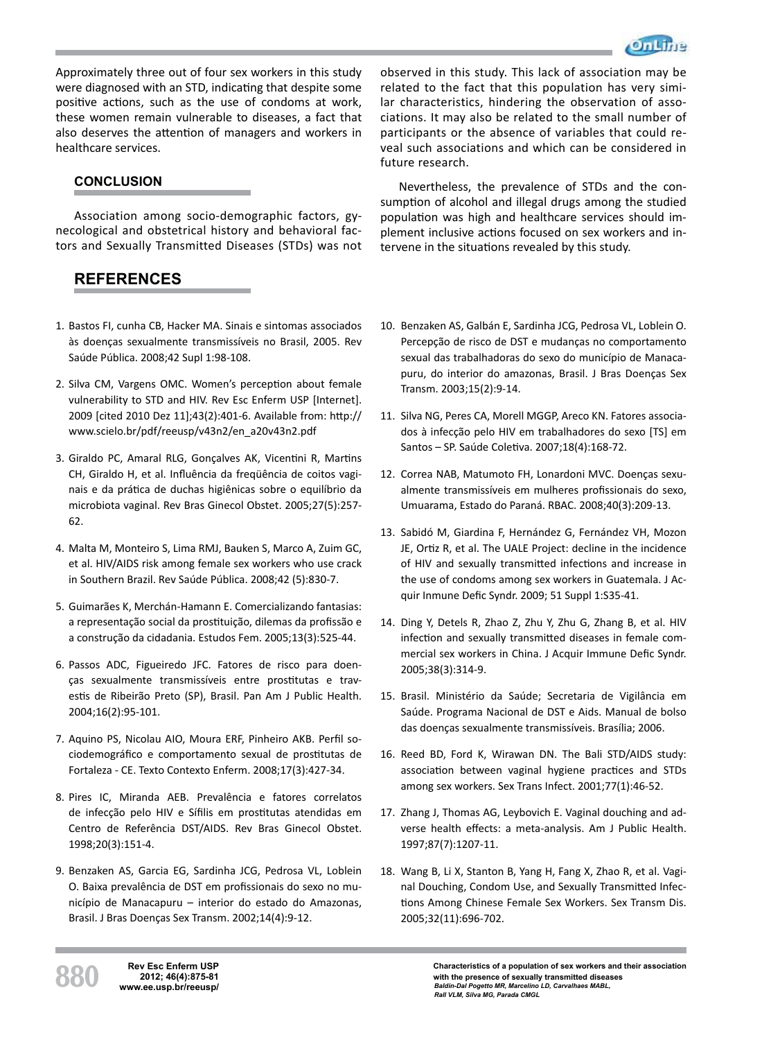Approximately three out of four sex workers in this study were diagnosed with an STD, indicating that despite some positive actions, such as the use of condoms at work, these women remain vulnerable to diseases, a fact that also deserves the attention of managers and workers in healthcare services.

## CONCLUSION

Association among socio-demographic factors, gynecological and obstetrical history and behavioral factors and Sexually Transmitted Diseases (STDs) was not observed in this study. This lack of association may be related to the fact that this population has very similar characteristics, hindering the observation of associations. It may also be related to the small number of participants or the absence of variables that could reveal such associations and which can be considered in future research.

Nevertheless, the prevalence of STDs and the consumption of alcohol and illegal drugs among the studied population was high and healthcare services should implement inclusive actions focused on sex workers and intervene in the situations revealed by this study.

## REFERENCES

1. Bastos FI, cunha CB, Hacker MA. Sinais e sintomas associados às doenças sexualmente transmissíveis no Brasil, 2005. Rev Saúde Pública. 2008;42 Supl 1:98-108.
2. Silva CM, Vargens OMC. Women's perception about female vulnerability to STD and HIV. Rev Esc Enferm USP [Internet]. 2009 [cited 2010 Dez 11];43(2):401-6. Available from: http://www.scielo.br/pdf/reeusp/v43n2/en_a20v43n2.pdf
3. Giraldo PC, Amaral RLG, Gonçalves AK, Vicentini R, Martins CH, Giraldo H, et al. Influência da freqüência de coitos vaginais e da prática de duchas higiênicas sobre o equilíbrio da microbiota vaginal. Rev Bras Ginecol Obstet. 2005;27(5):257-62.
4. Malta M, Monteiro S, Lima RMJ, Bauken S, Marco A, Zuim GC, et al. HIV/AIDS risk among female sex workers who use crack in Southern Brazil. Rev Saúde Pública. 2008;42 (5):830-7.
5. Guimarães K, Merchán-Hamann E. Comercializando fantasias: a representação social da prostituição, dilemas da profissão e a construção da cidadania. Estudos Fem. 2005;13(3):525-44.
6. Passos ADC, Figueiredo JFC. Fatores de risco para doenças sexualmente transmissíveis entre prostitutas e travestis de Ribeirão Preto (SP), Brasil. Pan Am J Public Health. 2004;16(2):95-101.
7. Aquino PS, Nicolau AIO, Moura ERF, Pinheiro AKB. Perfil sociodemográfico e comportamento sexual de prostitutas de Fortaleza - CE. Texto Contexto Enferm. 2008;17(3):427-34.
8. Pires IC, Miranda AEB. Prevalência e fatores correlatos de infecção pelo HIV e Sífilis em prostitutas atendidas em Centro de Referência DST/AIDS. Rev Bras Ginecol Obstet. 1998;20(3):151-4.
9. Benzaken AS, Garcia EG, Sardinha JCG, Pedrosa VL, Loblein O. Baixa prevalência de DST em profissionais do sexo no município de Manacapuru – interior do estado do Amazonas, Brasil. J Bras Doenças Sex Transm. 2002;14(4):9-12.
10. Benzaken AS, Galbán E, Sardinha JCG, Pedrosa VL, Loblein O. Percepção de risco de DST e mudanças no comportamento sexual das trabalhadoras do sexo do município de Manacapuru, do interior do amazonas, Brasil. J Bras Doenças Sex Transm. 2003;15(2):9-14.
11. Silva NG, Peres CA, Morell MGGP, Areco KN. Fatores associados à infecção pelo HIV em trabalhadores do sexo [TS] em Santos – SP. Saúde Coletiva. 2007;18(4):168-72.
12. Correa NAB, Matumoto FH, Lonardoni MVC. Doenças sexualmente transmissíveis em mulheres profissionais do sexo, Umuarama, Estado do Paraná. RBAC. 2008;40(3):209-13.
13. Sabidó M, Giardina F, Hernández G, Fernández VH, Mozon JE, Ortiz R, et al. The UALE Project: decline in the incidence of HIV and sexually transmitted infections and increase in the use of condoms among sex workers in Guatemala. J Acquir Inmune Defic Syndr. 2009; 51 Suppl 1:S35-41.
14. Ding Y, Detels R, Zhao Z, Zhu Y, Zhu G, Zhang B, et al. HIV infection and sexually transmitted diseases in female commercial sex workers in China. J Acquir Immune Defic Syndr. 2005;38(3):314-9.
15. Brasil. Ministério da Saúde; Secretaria de Vigilância em Saúde. Programa Nacional de DST e Aids. Manual de bolso das doenças sexualmente transmissíveis. Brasília; 2006.
16. Reed BD, Ford K, Wirawan DN. The Bali STD/AIDS study: association between vaginal hygiene practices and STDs among sex workers. Sex Trans Infect. 2001;77(1):46-52.
17. Zhang J, Thomas AG, Leybovich E. Vaginal douching and adverse health effects: a meta-analysis. Am J Public Health. 1997;87(7):1207-11.
18. Wang B, Li X, Stanton B, Yang H, Fang X, Zhao R, et al. Vaginal Douching, Condom Use, and Sexually Transmitted Infections Among Chinese Female Sex Workers. Sex Transm Dis. 2005;32(11):696-702.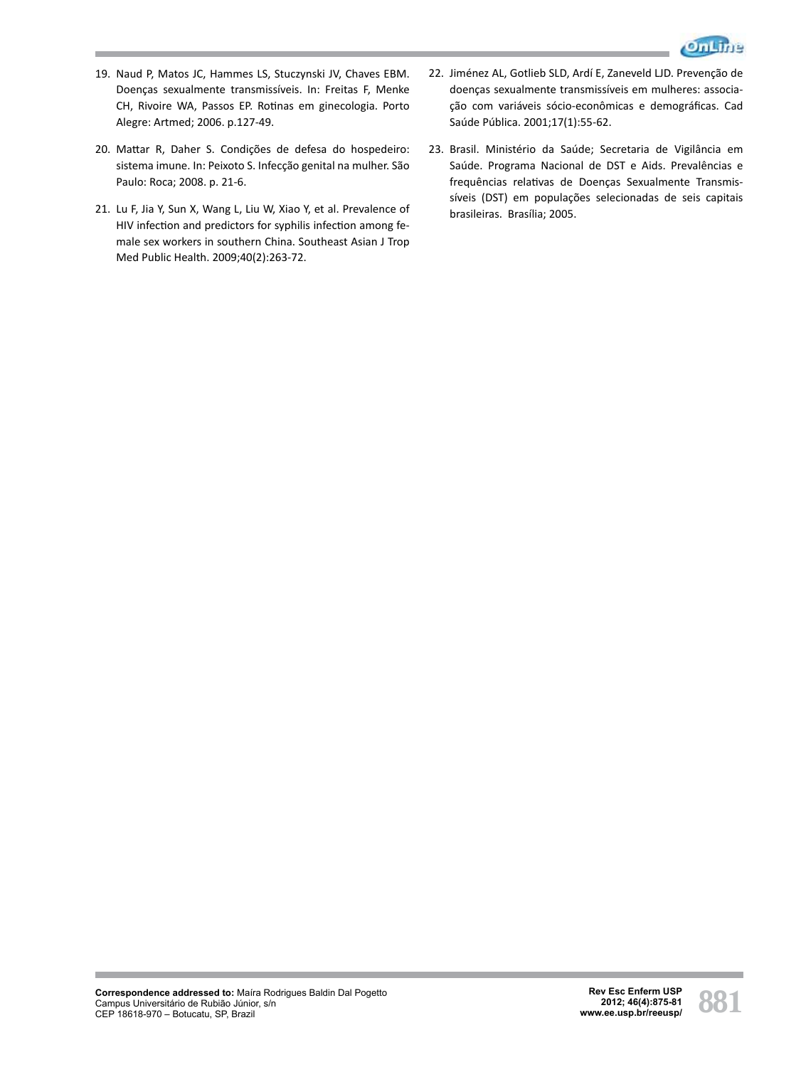19. Naud P, Matos JC, Hammes LS, Stuczynski JV, Chaves EBM. Doenças sexualmente transmissíveis. In: Freitas F, Menke CH, Rivoire WA, Passos EP. Rotinas em ginecologia. Porto Alegre: Artmed; 2006. p.127-49.

20. Mattar R, Daher S. Condições de defesa do hospedeiro: sistema imune. In: Peixoto S. Infecção genital na mulher. São Paulo: Roca; 2008. p. 21-6.

21. Lu F, Jia Y, Sun X, Wang L, Liu W, Xiao Y, et al. Prevalence of HIV infection and predictors for syphilis infection among female sex workers in southern China. Southeast Asian J Trop Med Public Health. 2009;40(2):263-72.

22. Jiménez AL, Gotlieb SLD, Ardí E, Zaneveld LJD. Prevenção de doenças sexualmente transmissíveis em mulheres: associação com variáveis sócio-econômicas e demográficas. Cad Saúde Pública. 2001;17(1):55-62.

23. Brasil. Ministério da Saúde; Secretaria de Vigilância em Saúde. Programa Nacional de DST e Aids. Prevalências e frequências relativas de Doenças Sexualmente Transmissíveis (DST) em populações selecionadas de seis capitais brasileiras. Brasília; 2005.

**Correspondence addressed to:** Maíra Rodrigues Baldin Dal Pogetto
Campus Universitário de Rubião Júnior, s/n
CEP 18618-970 – Botucatu, SP, Brazil